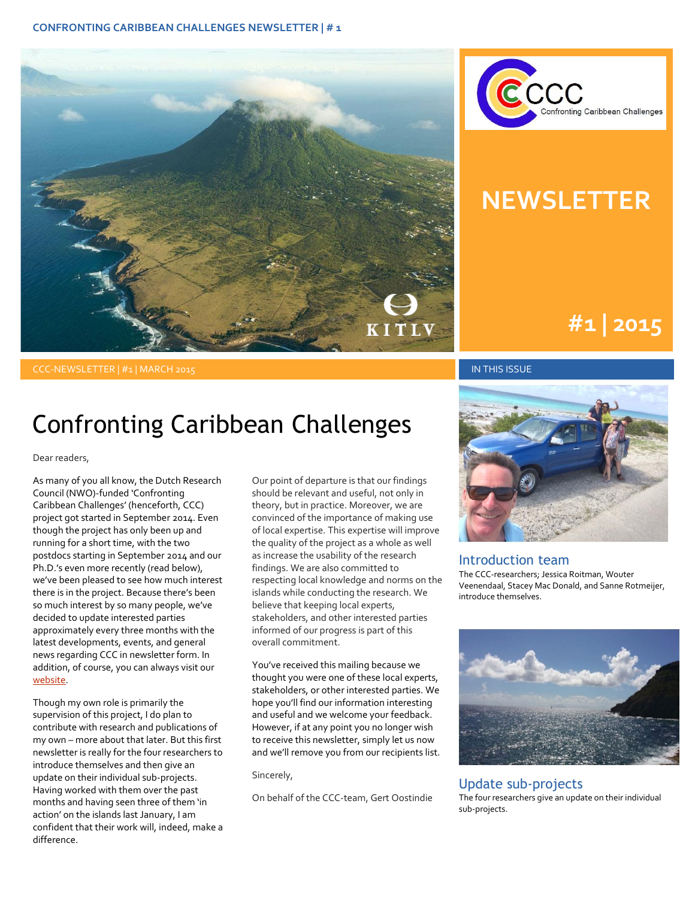# NEWSLETTER

# #1 | 2015

CCC-NEWSLETTER | #1 | MARCH 2015

# Confronting Caribbean Challenges

Dear readers,

As many of you all know, the Dutch Research Council (NWO)-funded 'Confronting Caribbean Challenges' (henceforth, CCC) project got started in September 2014. Even though the project has only been up and running for a short time, with the two postdocs starting in September 2014 and our Ph.D.'s even more recently (read below), we've been pleased to see how much interest there is in the project. Because there's been so much interest by so many people, we've decided to update interested parties approximately every three months with the latest developments, events, and general news regarding CCC in newsletter form. In addition, of course, you can always visit our website.

Though my own role is primarily the supervision of this project, I do plan to contribute with research and publications of my own – more about that later. But this first newsletter is really for the four researchers to introduce themselves and then give an update on their individual sub-projects. Having worked with them over the past months and having seen three of them 'in action' on the islands last January, I am confident that their work will, indeed, make a difference.

Our point of departure is that our findings should be relevant and useful, not only in theory, but in practice. Moreover, we are convinced of the importance of making use of local expertise. This expertise will improve the quality of the project as a whole as well as increase the usability of the research findings. We are also committed to respecting local knowledge and norms on the islands while conducting the research. We believe that keeping local experts, stakeholders, and other interested parties informed of our progress is part of this overall commitment.

You've received this mailing because we thought you were one of these local experts, stakeholders, or other interested parties. We hope you'll find our information interesting and useful and we welcome your feedback. However, if at any point you no longer wish to receive this newsletter, simply let us now and we'll remove you from our recipients list.

Sincerely,

On behalf of the CCC-team, Gert Oostindie

## IN THIS ISSUE

### Introduction team

The CCC-researchers; Jessica Roitman, Wouter Veenendaal, Stacey Mac Donald, and Sanne Rotmeijer, introduce themselves.

### Update sub-projects

The four researchers give an update on their individual sub-projects.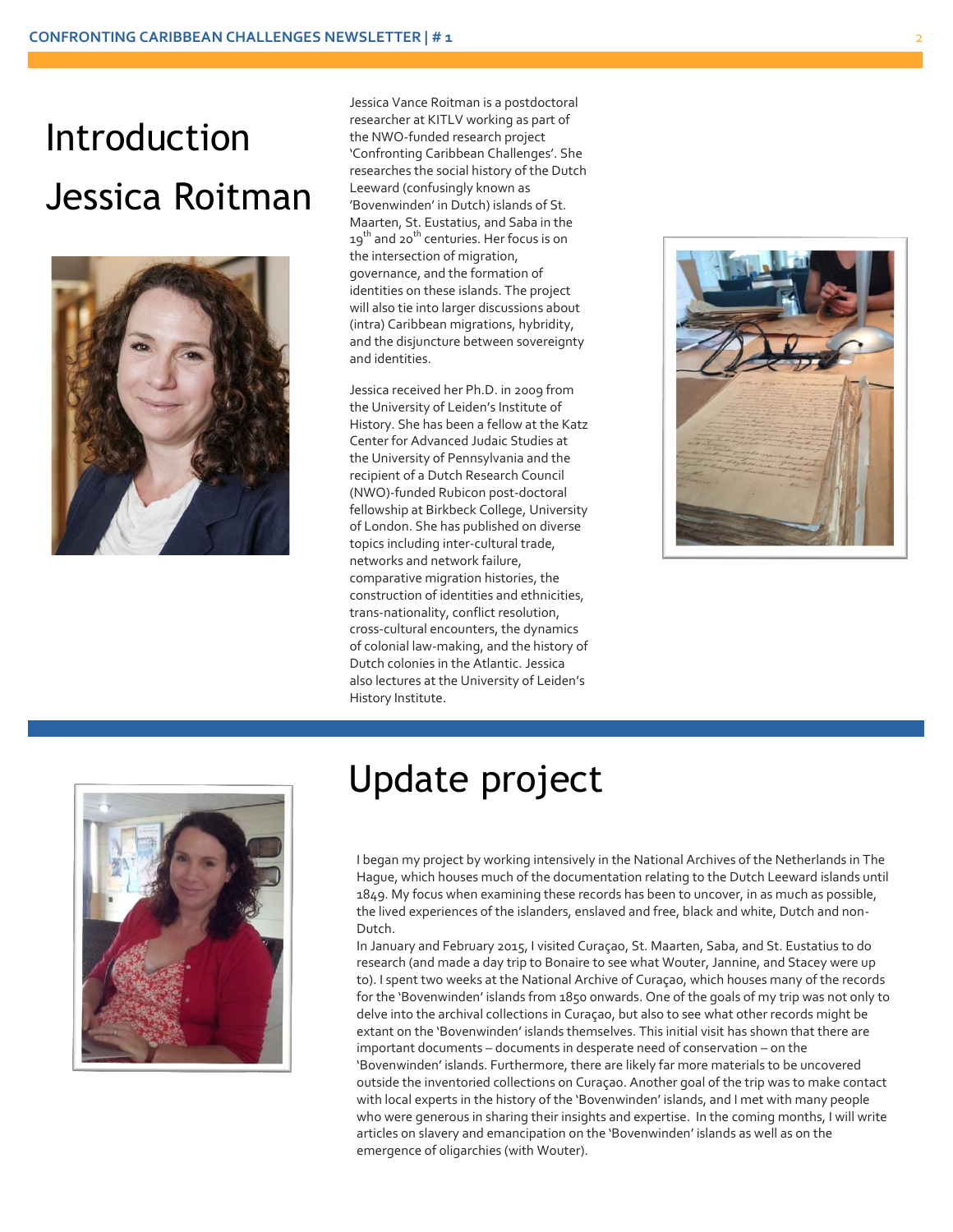# Introduction Jessica Roitman

Jessica Vance Roitman is a postdoctoral researcher at KITLV working as part of the NWO-funded research project 'Confronting Caribbean Challenges'. She researches the social history of the Dutch Leeward (confusingly known as 'Bovenwinden' in Dutch) islands of St. Maarten, St. Eustatius, and Saba in the 19th and 20th centuries. Her focus is on the intersection of migration, governance, and the formation of identities on these islands. The project will also tie into larger discussions about (intra) Caribbean migrations, hybridity, and the disjuncture between sovereignty and identities.

Jessica received her Ph.D. in 2009 from the University of Leiden's Institute of History. She has been a fellow at the Katz Center for Advanced Judaic Studies at the University of Pennsylvania and the recipient of a Dutch Research Council (NWO)-funded Rubicon post-doctoral fellowship at Birkbeck College, University of London. She has published on diverse topics including inter-cultural trade, networks and network failure, comparative migration histories, the construction of identities and ethnicities, trans-nationality, conflict resolution, cross-cultural encounters, the dynamics of colonial law-making, and the history of Dutch colonies in the Atlantic. Jessica also lectures at the University of Leiden's History Institute.

# Update project

I began my project by working intensively in the National Archives of the Netherlands in The Hague, which houses much of the documentation relating to the Dutch Leeward islands until 1849. My focus when examining these records has been to uncover, in as much as possible, the lived experiences of the islanders, enslaved and free, black and white, Dutch and non-Dutch.

In January and February 2015, I visited Curaçao, St. Maarten, Saba, and St. Eustatius to do research (and made a day trip to Bonaire to see what Wouter, Jannine, and Stacey were up to). I spent two weeks at the National Archive of Curaçao, which houses many of the records for the 'Bovenwinden' islands from 1850 onwards. One of the goals of my trip was not only to delve into the archival collections in Curaçao, but also to see what other records might be extant on the 'Bovenwinden' islands themselves. This initial visit has shown that there are important documents – documents in desperate need of conservation – on the 'Bovenwinden' islands. Furthermore, there are likely far more materials to be uncovered outside the inventoried collections on Curaçao. Another goal of the trip was to make contact with local experts in the history of the 'Bovenwinden' islands, and I met with many people who were generous in sharing their insights and expertise. In the coming months, I will write articles on slavery and emancipation on the 'Bovenwinden' islands as well as on the emergence of oligarchies (with Wouter).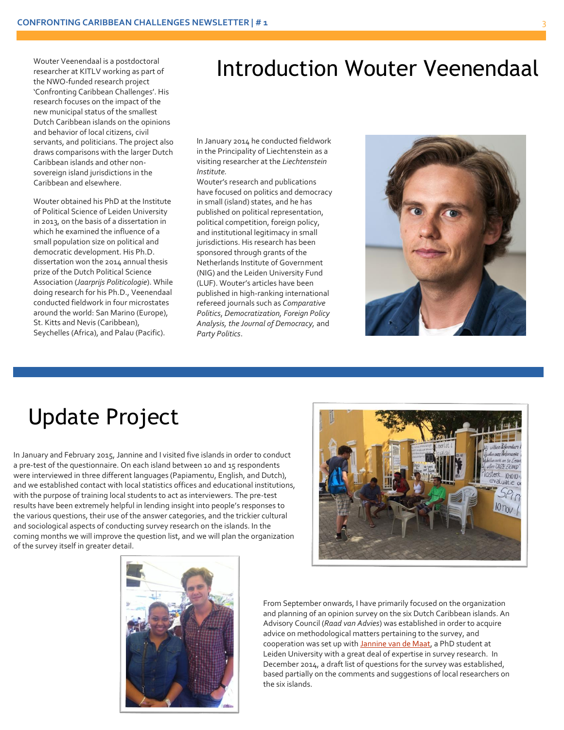# Introduction Wouter Veenendaal

Wouter Veenendaal is a postdoctoral researcher at KITLV working as part of the NWO-funded research project 'Confronting Caribbean Challenges'. His research focuses on the impact of the new municipal status of the smallest Dutch Caribbean islands on the opinions and behavior of local citizens, civil servants, and politicians. The project also draws comparisons with the larger Dutch Caribbean islands and other non-sovereign island jurisdictions in the Caribbean and elsewhere.

Wouter obtained his PhD at the Institute of Political Science of Leiden University in 2013, on the basis of a dissertation in which he examined the influence of a small population size on political and democratic development. His Ph.D. dissertation won the 2014 annual thesis prize of the Dutch Political Science Association (*Jaarprijs Politicologie*). While doing research for his Ph.D., Veenendaal conducted fieldwork in four microstates around the world: San Marino (Europe), St. Kitts and Nevis (Caribbean), Seychelles (Africa), and Palau (Pacific).

In January 2014 he conducted fieldwork in the Principality of Liechtenstein as a visiting researcher at the *Liechtenstein Institute.*

Wouter's research and publications have focused on politics and democracy in small (island) states, and he has published on political representation, political competition, foreign policy, and institutional legitimacy in small jurisdictions. His research has been sponsored through grants of the Netherlands Institute of Government (NIG) and the Leiden University Fund (LUF). Wouter's articles have been published in high-ranking international refereed journals such as *Comparative Politics*, *Democratization, Foreign Policy Analysis, the Journal of Democracy,* and *Party Politics*.

# Update Project

In January and February 2015, Jannine and I visited five islands in order to conduct a pre-test of the questionnaire. On each island between 10 and 15 respondents were interviewed in three different languages (Papiamentu, English, and Dutch), and we established contact with local statistics offices and educational institutions, with the purpose of training local students to act as interviewers. The pre-test results have been extremely helpful in lending insight into people's responses to the various questions, their use of the answer categories, and the trickier cultural and sociological aspects of conducting survey research on the islands. In the coming months we will improve the question list, and we will plan the organization of the survey itself in greater detail.

From September onwards, I have primarily focused on the organization and planning of an opinion survey on the six Dutch Caribbean islands. An Advisory Council (*Raad van Advies*) was established in order to acquire advice on methodological matters pertaining to the survey, and cooperation was set up with Jannine van de Maat, a PhD student at Leiden University with a great deal of expertise in survey research. In December 2014, a draft list of questions for the survey was established, based partially on the comments and suggestions of local researchers on the six islands.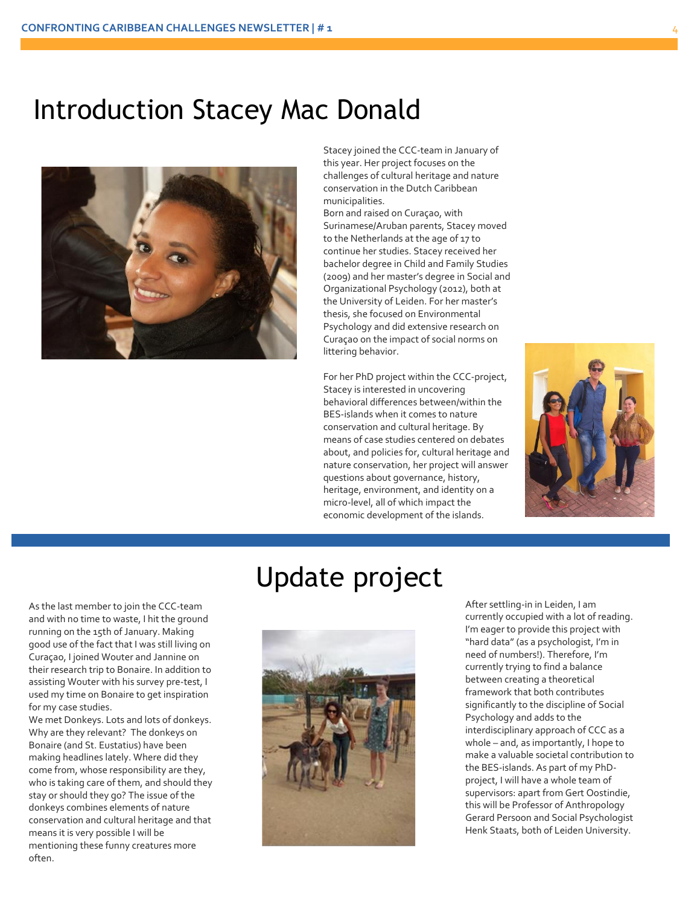# Introduction Stacey Mac Donald

Stacey joined the CCC-team in January of this year. Her project focuses on the challenges of cultural heritage and nature conservation in the Dutch Caribbean municipalities.
Born and raised on Curaçao, with Surinamese/Aruban parents, Stacey moved to the Netherlands at the age of 17 to continue her studies. Stacey received her bachelor degree in Child and Family Studies (2009) and her master's degree in Social and Organizational Psychology (2012), both at the University of Leiden. For her master's thesis, she focused on Environmental Psychology and did extensive research on Curaçao on the impact of social norms on littering behavior.

For her PhD project within the CCC-project, Stacey is interested in uncovering behavioral differences between/within the BES-islands when it comes to nature conservation and cultural heritage. By means of case studies centered on debates about, and policies for, cultural heritage and nature conservation, her project will answer questions about governance, history, heritage, environment, and identity on a micro-level, all of which impact the economic development of the islands.

# Update project

As the last member to join the CCC-team and with no time to waste, I hit the ground running on the 15th of January. Making good use of the fact that I was still living on Curaçao, I joined Wouter and Jannine on their research trip to Bonaire. In addition to assisting Wouter with his survey pre-test, I used my time on Bonaire to get inspiration for my case studies.
We met Donkeys. Lots and lots of donkeys. Why are they relevant? The donkeys on Bonaire (and St. Eustatius) have been making headlines lately. Where did they come from, whose responsibility are they, who is taking care of them, and should they stay or should they go? The issue of the donkeys combines elements of nature conservation and cultural heritage and that means it is very possible I will be mentioning these funny creatures more often.

After settling-in in Leiden, I am currently occupied with a lot of reading. I'm eager to provide this project with "hard data" (as a psychologist, I'm in need of numbers!). Therefore, I'm currently trying to find a balance between creating a theoretical framework that both contributes significantly to the discipline of Social Psychology and adds to the interdisciplinary approach of CCC as a whole – and, as importantly, I hope to make a valuable societal contribution to the BES-islands. As part of my PhD-project, I will have a whole team of supervisors: apart from Gert Oostindie, this will be Professor of Anthropology Gerard Persoon and Social Psychologist Henk Staats, both of Leiden University.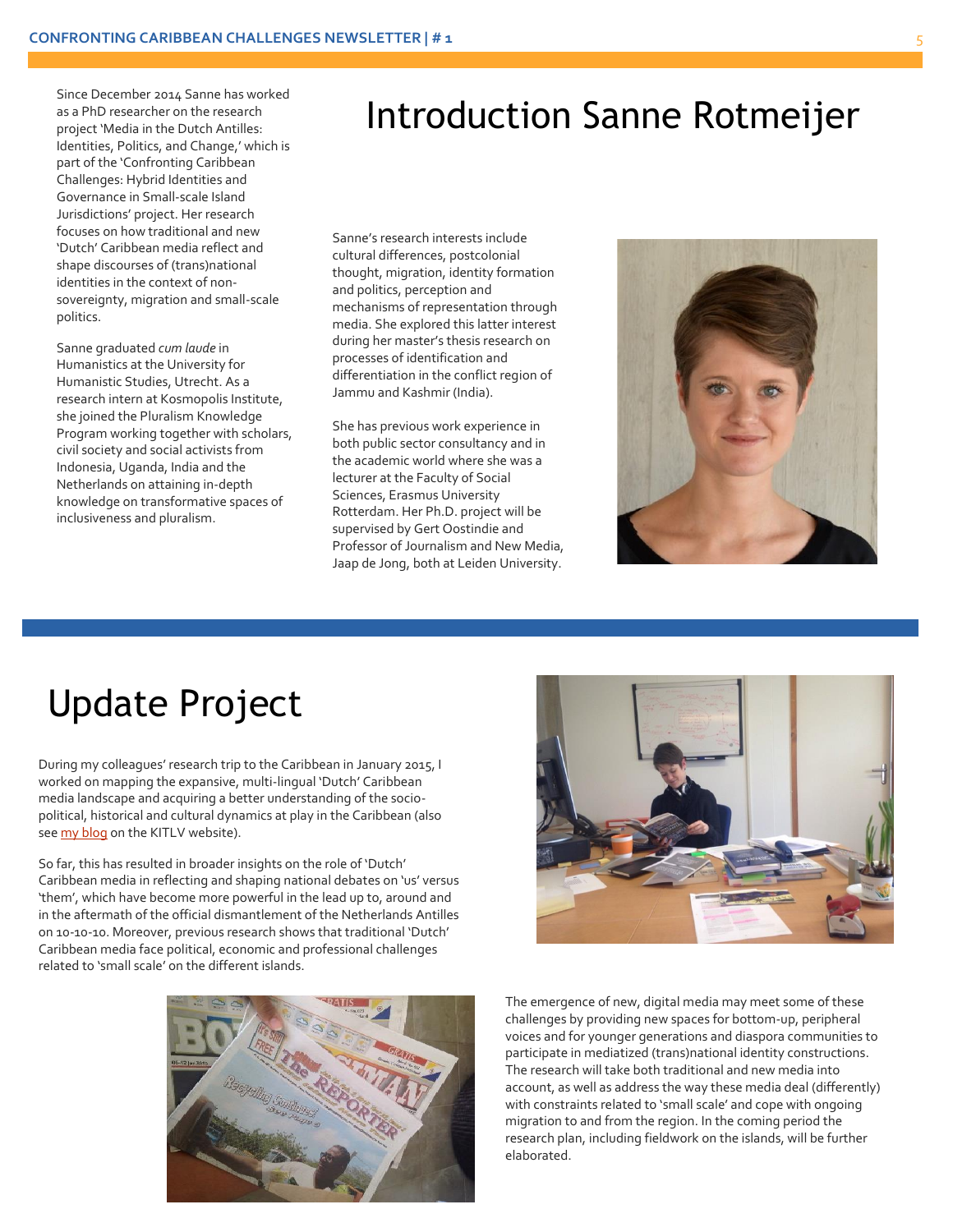# Introduction Sanne Rotmeijer

Since December 2014 Sanne has worked as a PhD researcher on the research project 'Media in the Dutch Antilles: Identities, Politics, and Change,' which is part of the 'Confronting Caribbean Challenges: Hybrid Identities and Governance in Small-scale Island Jurisdictions' project. Her research focuses on how traditional and new 'Dutch' Caribbean media reflect and shape discourses of (trans)national identities in the context of non-sovereignty, migration and small-scale politics.

Sanne graduated *cum laude* in Humanistics at the University for Humanistic Studies, Utrecht. As a research intern at Kosmopolis Institute, she joined the Pluralism Knowledge Program working together with scholars, civil society and social activists from Indonesia, Uganda, India and the Netherlands on attaining in-depth knowledge on transformative spaces of inclusiveness and pluralism.

Sanne's research interests include cultural differences, postcolonial thought, migration, identity formation and politics, perception and mechanisms of representation through media. She explored this latter interest during her master's thesis research on processes of identification and differentiation in the conflict region of Jammu and Kashmir (India).

She has previous work experience in both public sector consultancy and in the academic world where she was a lecturer at the Faculty of Social Sciences, Erasmus University Rotterdam. Her Ph.D. project will be supervised by Gert Oostindie and Professor of Journalism and New Media, Jaap de Jong, both at Leiden University.

# Update Project

During my colleagues' research trip to the Caribbean in January 2015, I worked on mapping the expansive, multi-lingual 'Dutch' Caribbean media landscape and acquiring a better understanding of the socio-political, historical and cultural dynamics at play in the Caribbean (also see my blog on the KITLV website).

So far, this has resulted in broader insights on the role of 'Dutch' Caribbean media in reflecting and shaping national debates on 'us' versus 'them', which have become more powerful in the lead up to, around and in the aftermath of the official dismantlement of the Netherlands Antilles on 10-10-10. Moreover, previous research shows that traditional 'Dutch' Caribbean media face political, economic and professional challenges related to 'small scale' on the different islands.

The emergence of new, digital media may meet some of these challenges by providing new spaces for bottom-up, peripheral voices and for younger generations and diaspora communities to participate in mediatized (trans)national identity constructions. The research will take both traditional and new media into account, as well as address the way these media deal (differently) with constraints related to 'small scale' and cope with ongoing migration to and from the region. In the coming period the research plan, including fieldwork on the islands, will be further elaborated.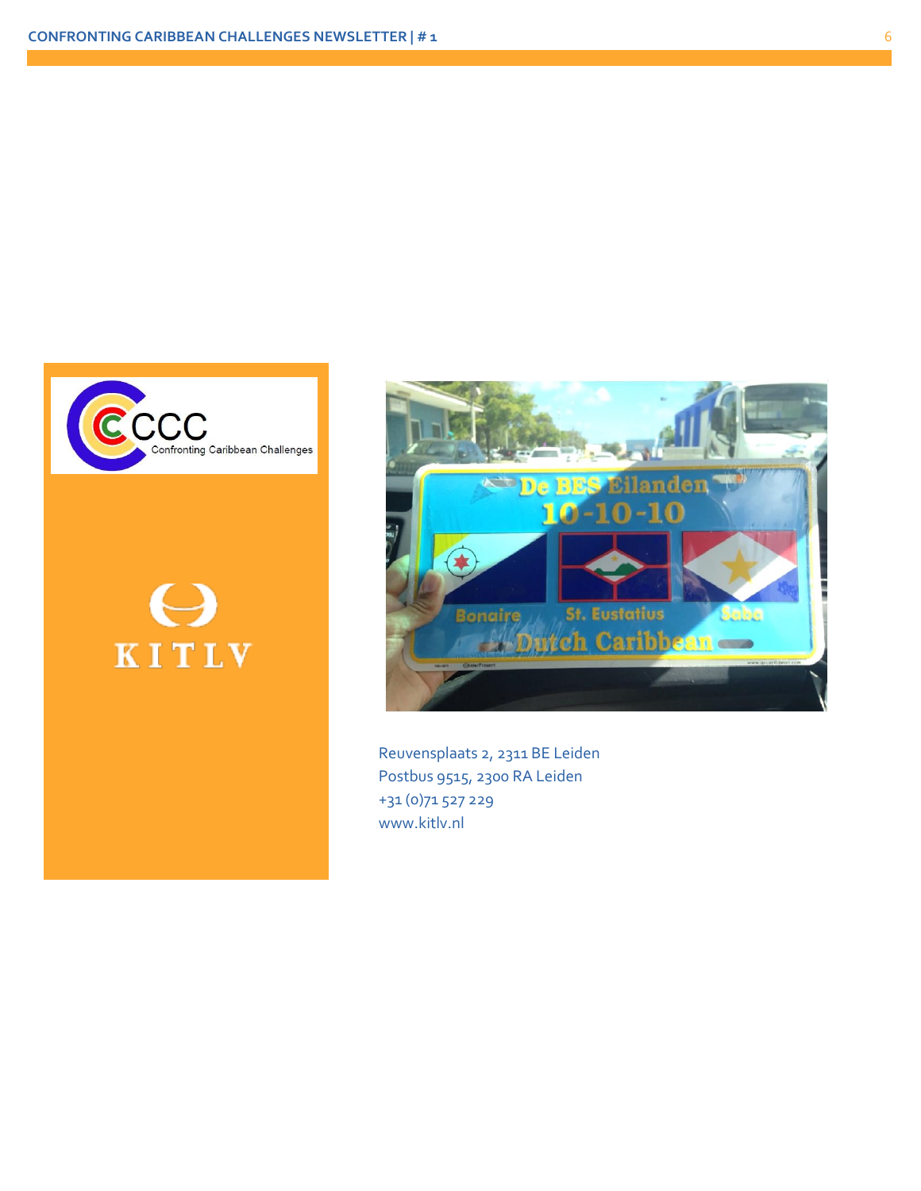CCC Confronting Caribbean Challenges

KITLV

Reuvensplaats 2, 2311 BE Leiden
Postbus 9515, 2300 RA Leiden
+31 (0)71 527 229
www.kitlv.nl